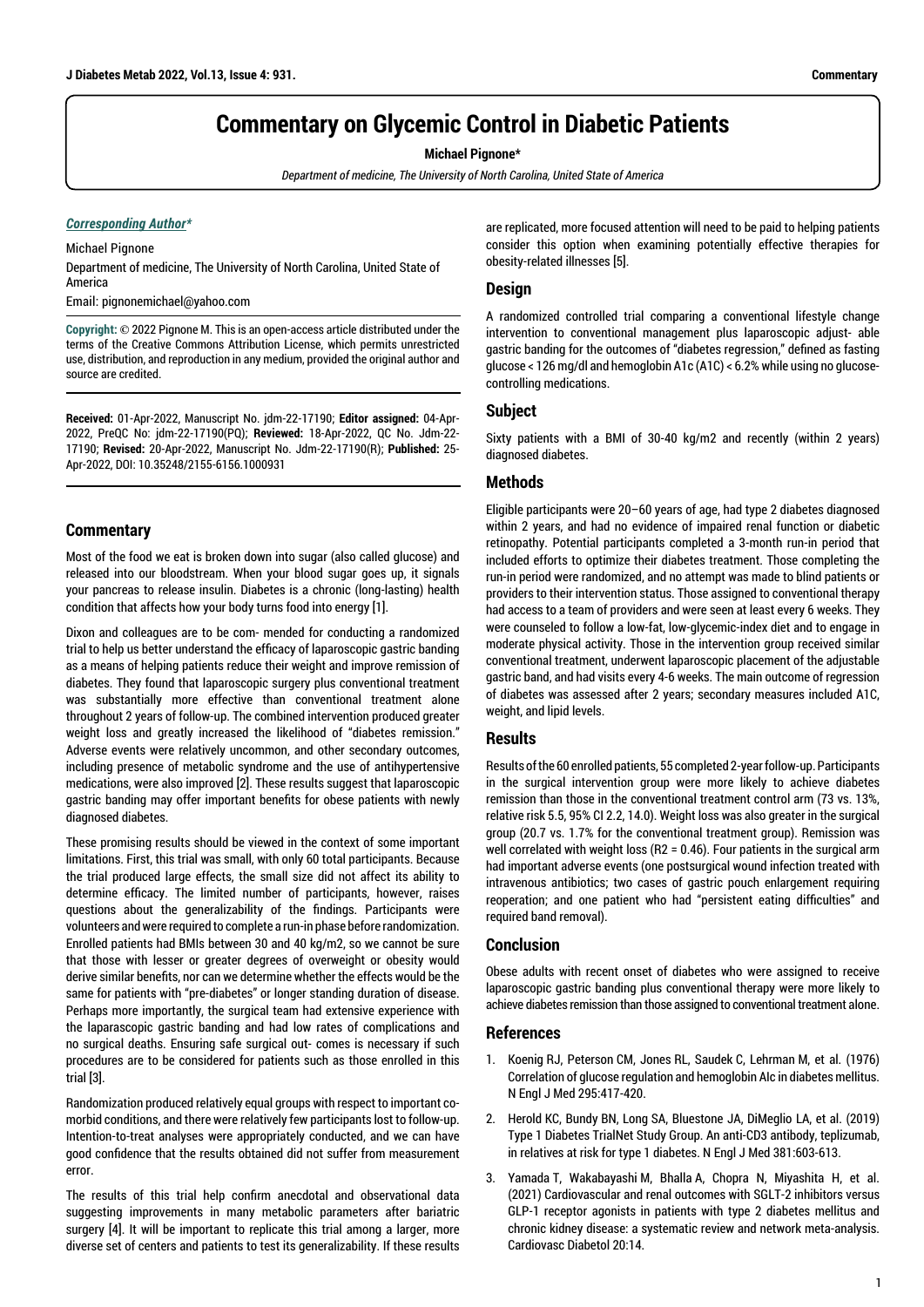# Commentary on Glycemic Control in Diabetic Patients

**Michael Pignone***

*Department of medicine, The University of North Carolina, United State of America*

***Corresponding Author****

Michael Pignone

Department of medicine, The University of North Carolina, United State of America

Email: pignonemichael@yahoo.com

**Copyright:** © 2022 Pignone M. This is an open-access article distributed under the terms of the Creative Commons Attribution License, which permits unrestricted use, distribution, and reproduction in any medium, provided the original author and source are credited.

**Received:** 01-Apr-2022, Manuscript No. jdm-22-17190; **Editor assigned:** 04-Apr-2022, PreQC No: jdm-22-17190(PQ); **Reviewed:** 18-Apr-2022, QC No. Jdm-22-17190; **Revised:** 20-Apr-2022, Manuscript No. Jdm-22-17190(R); **Published:** 25-Apr-2022, DOI: 10.35248/2155-6156.1000931

## Commentary

Most of the food we eat is broken down into sugar (also called glucose) and released into our bloodstream. When your blood sugar goes up, it signals your pancreas to release insulin. Diabetes is a chronic (long-lasting) health condition that affects how your body turns food into energy [1].

Dixon and colleagues are to be com- mended for conducting a randomized trial to help us better understand the efficacy of laparoscopic gastric banding as a means of helping patients reduce their weight and improve remission of diabetes. They found that laparoscopic surgery plus conventional treatment was substantially more effective than conventional treatment alone throughout 2 years of follow-up. The combined intervention produced greater weight loss and greatly increased the likelihood of "diabetes remission." Adverse events were relatively uncommon, and other secondary outcomes, including presence of metabolic syndrome and the use of antihypertensive medications, were also improved [2]. These results suggest that laparoscopic gastric banding may offer important benefits for obese patients with newly diagnosed diabetes.

These promising results should be viewed in the context of some important limitations. First, this trial was small, with only 60 total participants. Because the trial produced large effects, the small size did not affect its ability to determine efficacy. The limited number of participants, however, raises questions about the generalizability of the findings. Participants were volunteers and were required to complete a run-in phase before randomization. Enrolled patients had BMIs between 30 and 40 kg/m2, so we cannot be sure that those with lesser or greater degrees of overweight or obesity would derive similar benefits, nor can we determine whether the effects would be the same for patients with "pre-diabetes" or longer standing duration of disease. Perhaps more importantly, the surgical team had extensive experience with the laparascopic gastric banding and had low rates of complications and no surgical deaths. Ensuring safe surgical out- comes is necessary if such procedures are to be considered for patients such as those enrolled in this trial [3].

Randomization produced relatively equal groups with respect to important co-morbid conditions, and there were relatively few participants lost to follow-up. Intention-to-treat analyses were appropriately conducted, and we can have good confidence that the results obtained did not suffer from measurement error.

The results of this trial help confirm anecdotal and observational data suggesting improvements in many metabolic parameters after bariatric surgery [4]. It will be important to replicate this trial among a larger, more diverse set of centers and patients to test its generalizability. If these results are replicated, more focused attention will need to be paid to helping patients consider this option when examining potentially effective therapies for obesity-related illnesses [5].

## Design

A randomized controlled trial comparing a conventional lifestyle change intervention to conventional management plus laparoscopic adjust- able gastric banding for the outcomes of "diabetes regression," defined as fasting glucose < 126 mg/dl and hemoglobin A1c (A1C) < 6.2% while using no glucose-controlling medications.

## Subject

Sixty patients with a BMI of 30-40 kg/m2 and recently (within 2 years) diagnosed diabetes.

## Methods

Eligible participants were 20–60 years of age, had type 2 diabetes diagnosed within 2 years, and had no evidence of impaired renal function or diabetic retinopathy. Potential participants completed a 3-month run-in period that included efforts to optimize their diabetes treatment. Those completing the run-in period were randomized, and no attempt was made to blind patients or providers to their intervention status. Those assigned to conventional therapy had access to a team of providers and were seen at least every 6 weeks. They were counseled to follow a low-fat, low-glycemic-index diet and to engage in moderate physical activity. Those in the intervention group received similar conventional treatment, underwent laparoscopic placement of the adjustable gastric band, and had visits every 4-6 weeks. The main outcome of regression of diabetes was assessed after 2 years; secondary measures included A1C, weight, and lipid levels.

## Results

Results of the 60 enrolled patients, 55 completed 2-year follow-up. Participants in the surgical intervention group were more likely to achieve diabetes remission than those in the conventional treatment control arm (73 vs. 13%, relative risk 5.5, 95% CI 2.2, 14.0). Weight loss was also greater in the surgical group (20.7 vs. 1.7% for the conventional treatment group). Remission was well correlated with weight loss ($R^2 = 0.46$). Four patients in the surgical arm had important adverse events (one postsurgical wound infection treated with intravenous antibiotics; two cases of gastric pouch enlargement requiring reoperation; and one patient who had "persistent eating difficulties" and required band removal).

## Conclusion

Obese adults with recent onset of diabetes who were assigned to receive laparoscopic gastric banding plus conventional therapy were more likely to achieve diabetes remission than those assigned to conventional treatment alone.

## References

1. Koenig RJ, Peterson CM, Jones RL, Saudek C, Lehrman M, et al. (1976) Correlation of glucose regulation and hemoglobin AIc in diabetes mellitus. N Engl J Med 295:417-420.
2. Herold KC, Bundy BN, Long SA, Bluestone JA, DiMeglio LA, et al. (2019) Type 1 Diabetes TrialNet Study Group. An anti-CD3 antibody, teplizumab, in relatives at risk for type 1 diabetes. N Engl J Med 381:603-613.
3. Yamada T, Wakabayashi M, Bhalla A, Chopra N, Miyashita H, et al. (2021) Cardiovascular and renal outcomes with SGLT-2 inhibitors versus GLP-1 receptor agonists in patients with type 2 diabetes mellitus and chronic kidney disease: a systematic review and network meta-analysis. Cardiovasc Diabetol 20:14.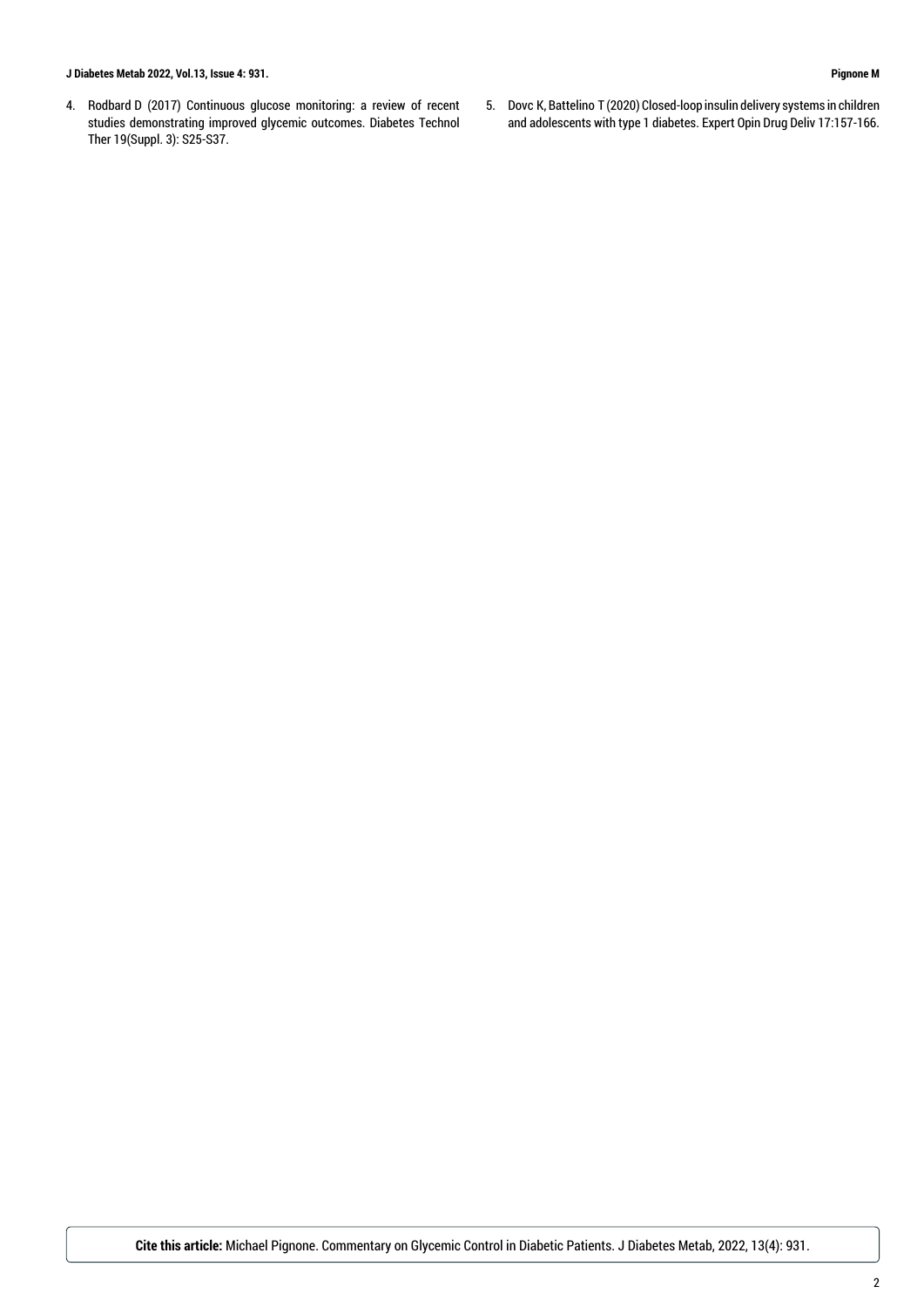4. Rodbard D (2017) Continuous glucose monitoring: a review of recent studies demonstrating improved glycemic outcomes. Diabetes Technol Ther 19(Suppl. 3): S25-S37.
5. Dovc K, Battelino T (2020) Closed-loop insulin delivery systems in children and adolescents with type 1 diabetes. Expert Opin Drug Deliv 17:157-166.

**Cite this article:** Michael Pignone. Commentary on Glycemic Control in Diabetic Patients. J Diabetes Metab, 2022, 13(4): 931.